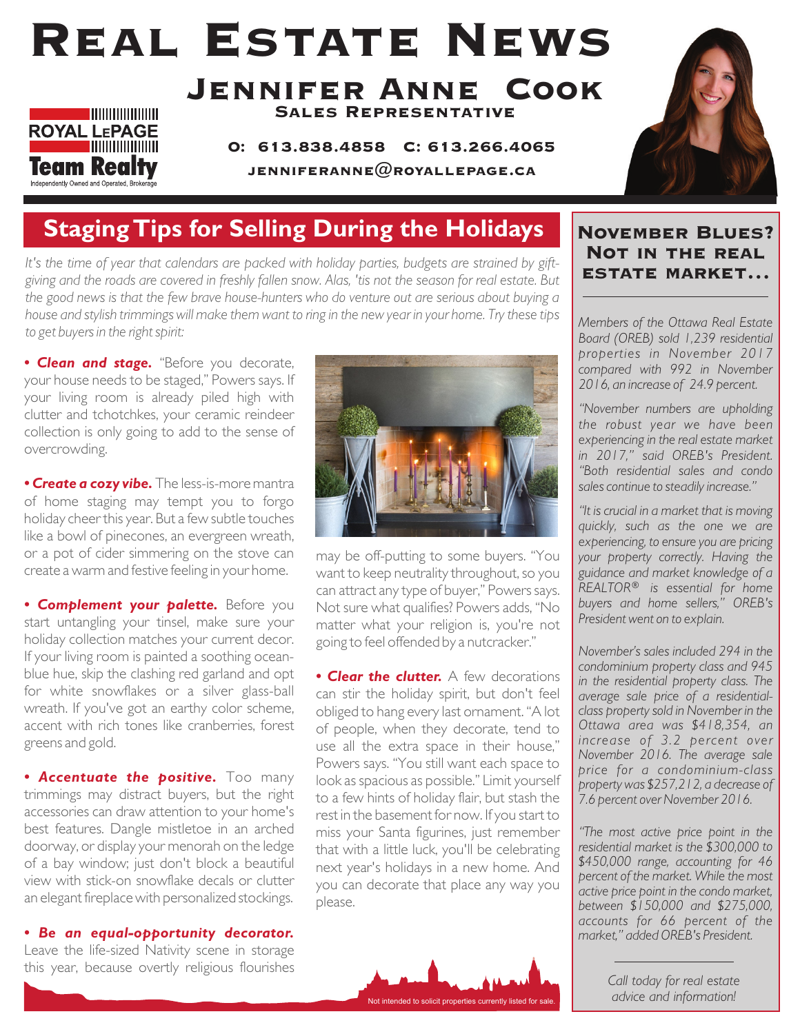# Real Estate News

## Jennifer Anne Cook

**Sales Representative**

ROYAL LEPAGE Team Realty
Independently Owned and Operated, Brokerage

**O: 613.838.4858 C: 613.266.4065**

**jenniferanne@royallepage.ca**

## Staging Tips for Selling During the Holidays

*It's the time of year that calendars are packed with holiday parties, budgets are strained by gift-giving and the roads are covered in freshly fallen snow. Alas, 'tis not the season for real estate. But the good news is that the few brave house-hunters who do venture out are serious about buying a house and stylish trimmings will make them want to ring in the new year in your home. Try these tips to get buyers in the right spirit:*

- ***Clean and stage.*** "Before you decorate, your house needs to be staged," Powers says. If your living room is already piled high with clutter and tchotchkes, your ceramic reindeer collection is only going to add to the sense of overcrowding.

- ***Create a cozy vibe.*** The less-is-more mantra of home staging may tempt you to forgo holiday cheer this year. But a few subtle touches like a bowl of pinecones, an evergreen wreath, or a pot of cider simmering on the stove can create a warm and festive feeling in your home.

- ***Complement your palette.*** Before you start untangling your tinsel, make sure your holiday collection matches your current decor. If your living room is painted a soothing ocean-blue hue, skip the clashing red garland and opt for white snowflakes or a silver glass-ball wreath. If you've got an earthy color scheme, accent with rich tones like cranberries, forest greens and gold.

- ***Accentuate the positive.*** Too many trimmings may distract buyers, but the right accessories can draw attention to your home's best features. Dangle mistletoe in an arched doorway, or display your menorah on the ledge of a bay window; just don't block a beautiful view with stick-on snowflake decals or clutter an elegant fireplace with personalized stockings.

- ***Be an equal-opportunity decorator.*** Leave the life-sized Nativity scene in storage this year, because overtly religious flourishes may be off-putting to some buyers. "You want to keep neutrality throughout, so you can attract any type of buyer," Powers says. Not sure what qualifies? Powers adds, "No matter what your religion is, you're not going to feel offended by a nutcracker."

- ***Clear the clutter.*** A few decorations can stir the holiday spirit, but don't feel obliged to hang every last ornament. "A lot of people, when they decorate, tend to use all the extra space in their house," Powers says. "You still want each space to look as spacious as possible." Limit yourself to a few hints of holiday flair, but stash the rest in the basement for now. If you start to miss your Santa figurines, just remember that with a little luck, you'll be celebrating next year's holidays in a new home. And you can decorate that place any way you please.

## November Blues? Not in the Real Estate Market...

*Members of the Ottawa Real Estate Board (OREB) sold 1,239 residential properties in November 2017 compared with 992 in November 2016, an increase of 24.9 percent.*

*"November numbers are upholding the robust year we have been experiencing in the real estate market in 2017," said OREB's President. "Both residential sales and condo sales continue to steadily increase."*

*"It is crucial in a market that is moving quickly, such as the one we are experiencing, to ensure you are pricing your property correctly. Having the guidance and market knowledge of a REALTOR® is essential for home buyers and home sellers," OREB's President went on to explain.*

*November's sales included 294 in the condominium property class and 945 in the residential property class. The average sale price of a residential-class property sold in November in the Ottawa area was $418,354, an increase of 3.2 percent over November 2016. The average sale price for a condominium-class property was $257,212, a decrease of 7.6 percent over November 2016.*

*"The most active price point in the residential market is the $300,000 to $450,000 range, accounting for 46 percent of the market. While the most active price point in the condo market, between $150,000 and $275,000, accounts for 66 percent of the market," added OREB's President.*

*Call today for real estate advice and information!*

Not intended to solicit properties currently listed for sale.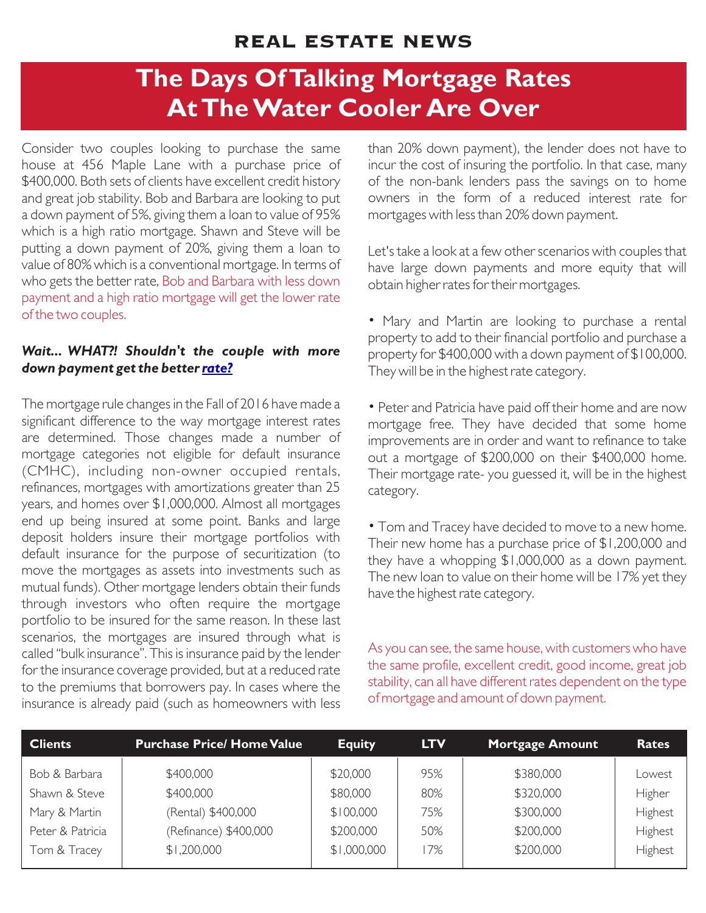## REAL ESTATE NEWS

# The Days Of Talking Mortgage Rates At The Water Cooler Are Over

Consider two couples looking to purchase the same house at 456 Maple Lane with a purchase price of $400,000. Both sets of clients have excellent credit history and great job stability. Bob and Barbara are looking to put a down payment of 5%, giving them a loan to value of 95% which is a high ratio mortgage. Shawn and Steve will be putting a down payment of 20%, giving them a loan to value of 80% which is a conventional mortgage. In terms of who gets the better rate, Bob and Barbara with less down payment and a high ratio mortgage will get the lower rate of the two couples.

***Wait... WHAT?! Shouldn't the couple with more down payment get the better rate?***

The mortgage rule changes in the Fall of 2016 have made a significant difference to the way mortgage interest rates are determined. Those changes made a number of mortgage categories not eligible for default insurance (CMHC), including non-owner occupied rentals, refinances, mortgages with amortizations greater than 25 years, and homes over $1,000,000. Almost all mortgages end up being insured at some point. Banks and large deposit holders insure their mortgage portfolios with default insurance for the purpose of securitization (to move the mortgages as assets into investments such as mutual funds). Other mortgage lenders obtain their funds through investors who often require the mortgage portfolio to be insured for the same reason. In these last scenarios, the mortgages are insured through what is called "bulk insurance". This is insurance paid by the lender for the insurance coverage provided, but at a reduced rate to the premiums that borrowers pay. In cases where the insurance is already paid (such as homeowners with less than 20% down payment), the lender does not have to incur the cost of insuring the portfolio. In that case, many of the non-bank lenders pass the savings on to home owners in the form of a reduced interest rate for mortgages with less than 20% down payment.

Let's take a look at a few other scenarios with couples that have large down payments and more equity that will obtain higher rates for their mortgages.

- Mary and Martin are looking to purchase a rental property to add to their financial portfolio and purchase a property for $400,000 with a down payment of $100,000. They will be in the highest rate category.
- Peter and Patricia have paid off their home and are now mortgage free. They have decided that some home improvements are in order and want to refinance to take out a mortgage of $200,000 on their $400,000 home. Their mortgage rate- you guessed it, will be in the highest category.
- Tom and Tracey have decided to move to a new home. Their new home has a purchase price of $1,200,000 and they have a whopping $1,000,000 as a down payment. The new loan to value on their home will be 17% yet they have the highest rate category.

As you can see, the same house, with customers who have the same profile, excellent credit, good income, great job stability, can all have different rates dependent on the type of mortgage and amount of down payment.

| Clients | Purchase Price/ Home Value | Equity | LTV | Mortgage Amount | Rates |
|---|---|---|---|---|---|
| Bob & Barbara | $400,000 | $20,000 | 95% | $380,000 | Lowest |
| Shawn & Steve | $400,000 | $80,000 | 80% | $320,000 | Higher |
| Mary & Martin | (Rental) $400,000 | $100,000 | 75% | $300,000 | Highest |
| Peter & Patricia | (Refinance) $400,000 | $200,000 | 50% | $200,000 | Highest |
| Tom & Tracey | $1,200,000 | $1,000,000 | 17% | $200,000 | Highest |